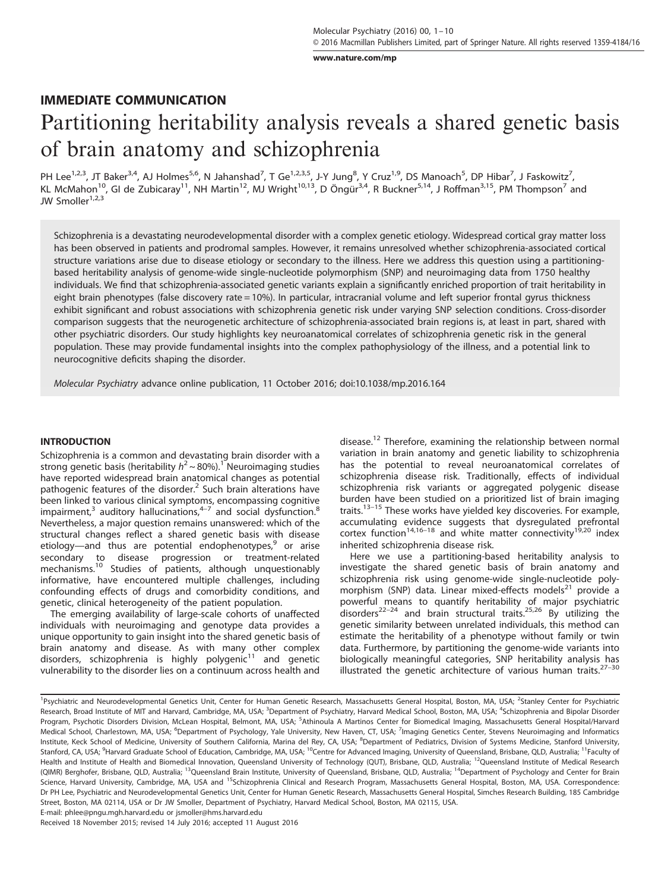IMMEDIATE COMMUNICATION

# Partitioning heritability analysis reveals a shared genetic basis of brain anatomy and schizophrenia

PH Lee[1,2,3], JT Baker[3,4], AJ Holmes[5,6], N Jahanshad[7], T Ge[1,2,3,5], J-Y Jung[8], Y Cruz[1,9], DS Manoach[5], DP Hibar[7], J Faskowitz[7], KL McMahon[10], GI de Zubicaray[11], NH Martin[12], MJ Wright[10,13], D Öngür[3,4], R Buckner[5,14], J Roffman[3,15], PM Thompson[7] and JW Smoller[1,2,3]

Schizophrenia is a devastating neurodevelopmental disorder with a complex genetic etiology. Widespread cortical gray matter loss has been observed in patients and prodromal samples. However, it remains unresolved whether schizophrenia-associated cortical structure variations arise due to disease etiology or secondary to the illness. Here we address this question using a partitioning-based heritability analysis of genome-wide single-nucleotide polymorphism (SNP) and neuroimaging data from 1750 healthy individuals. We find that schizophrenia-associated genetic variants explain a significantly enriched proportion of trait heritability in eight brain phenotypes (false discovery rate = 10%). In particular, intracranial volume and left superior frontal gyrus thickness exhibit significant and robust associations with schizophrenia genetic risk under varying SNP selection conditions. Cross-disorder comparison suggests that the neurogenetic architecture of schizophrenia-associated brain regions is, at least in part, shared with other psychiatric disorders. Our study highlights key neuroanatomical correlates of schizophrenia genetic risk in the general population. These may provide fundamental insights into the complex pathophysiology of the illness, and a potential link to neurocognitive deficits shaping the disorder.

*Molecular Psychiatry* advance online publication, 11 October 2016; doi:10.1038/mp.2016.164

## INTRODUCTION

Schizophrenia is a common and devastating brain disorder with a strong genetic basis (heritability $h^2 \sim 80\%$).[1] Neuroimaging studies have reported widespread brain anatomical changes as potential pathogenic features of the disorder.[2] Such brain alterations have been linked to various clinical symptoms, encompassing cognitive impairment,[3] auditory hallucinations,[4–7] and social dysfunction.[8] Nevertheless, a major question remains unanswered: which of the structural changes reflect a shared genetic basis with disease etiology—and thus are potential endophenotypes,[9] or arise secondary to disease progression or treatment-related mechanisms.[10] Studies of patients, although unquestionably informative, have encountered multiple challenges, including confounding effects of drugs and comorbidity conditions, and genetic, clinical heterogeneity of the patient population.

The emerging availability of large-scale cohorts of unaffected individuals with neuroimaging and genotype data provides a unique opportunity to gain insight into the shared genetic basis of brain anatomy and disease. As with many other complex disorders, schizophrenia is highly polygenic[11] and genetic vulnerability to the disorder lies on a continuum across health and disease.[12] Therefore, examining the relationship between normal variation in brain anatomy and genetic liability to schizophrenia has the potential to reveal neuroanatomical correlates of schizophrenia disease risk. Traditionally, effects of individual schizophrenia risk variants or aggregated polygenic disease burden have been studied on a prioritized list of brain imaging traits.[13–15] These works have yielded key discoveries. For example, accumulating evidence suggests that dysregulated prefrontal cortex function[14,16–18] and white matter connectivity[19,20] index inherited schizophrenia disease risk.

Here we use a partitioning-based heritability analysis to investigate the shared genetic basis of brain anatomy and schizophrenia risk using genome-wide single-nucleotide polymorphism (SNP) data. Linear mixed-effects models[21] provide a powerful means to quantify heritability of major psychiatric disorders[22–24] and brain structural traits.[25,26] By utilizing the genetic similarity between unrelated individuals, this method can estimate the heritability of a phenotype without family or twin data. Furthermore, by partitioning the genome-wide variants into biologically meaningful categories, SNP heritability analysis has illustrated the genetic architecture of various human traits.[27–30]

[1]Psychiatric and Neurodevelopmental Genetics Unit, Center for Human Genetic Research, Massachusetts General Hospital, Boston, MA, USA; [2]Stanley Center for Psychiatric Research, Broad Institute of MIT and Harvard, Cambridge, MA, USA; [3]Department of Psychiatry, Harvard Medical School, Boston, MA, USA; [4]Schizophrenia and Bipolar Disorder Program, Psychotic Disorders Division, McLean Hospital, Belmont, MA, USA; [5]Athinoula A Martinos Center for Biomedical Imaging, Massachusetts General Hospital/Harvard Medical School, Charlestown, MA, USA; [6]Department of Psychology, Yale University, New Haven, CT, USA; [7]Imaging Genetics Center, Stevens Neuroimaging and Informatics Institute, Keck School of Medicine, University of Southern California, Marina del Rey, CA, USA; [8]Department of Pediatrics, Division of Systems Medicine, Stanford University, Stanford, CA, USA; [9]Harvard Graduate School of Education, Cambridge, MA, USA; [10]Centre for Advanced Imaging, University of Queensland, Brisbane, QLD, Australia; [11]Faculty of Health and Institute of Health and Biomedical Innovation, Queensland University of Technology (QUT), Brisbane, QLD, Australia; [12]Queensland Institute of Medical Research (QIMR) Berghofer, Brisbane, QLD, Australia; [13]Queensland Brain Institute, University of Queensland, Brisbane, QLD, Australia; [14]Department of Psychology and Center for Brain Science, Harvard University, Cambridge, MA, USA and [15]Schizophrenia Clinical and Research Program, Massachusetts General Hospital, Boston, MA, USA. Correspondence: Dr PH Lee, Psychiatric and Neurodevelopmental Genetics Unit, Center for Human Genetic Research, Massachusetts General Hospital, Simches Research Building, 185 Cambridge Street, Boston, MA 02114, USA or Dr JW Smoller, Department of Psychiatry, Harvard Medical School, Boston, MA 02115, USA.
E-mail: phlee@pngu.mgh.harvard.edu or jsmoller@hms.harvard.edu

Received 18 November 2015; revised 14 July 2016; accepted 11 August 2016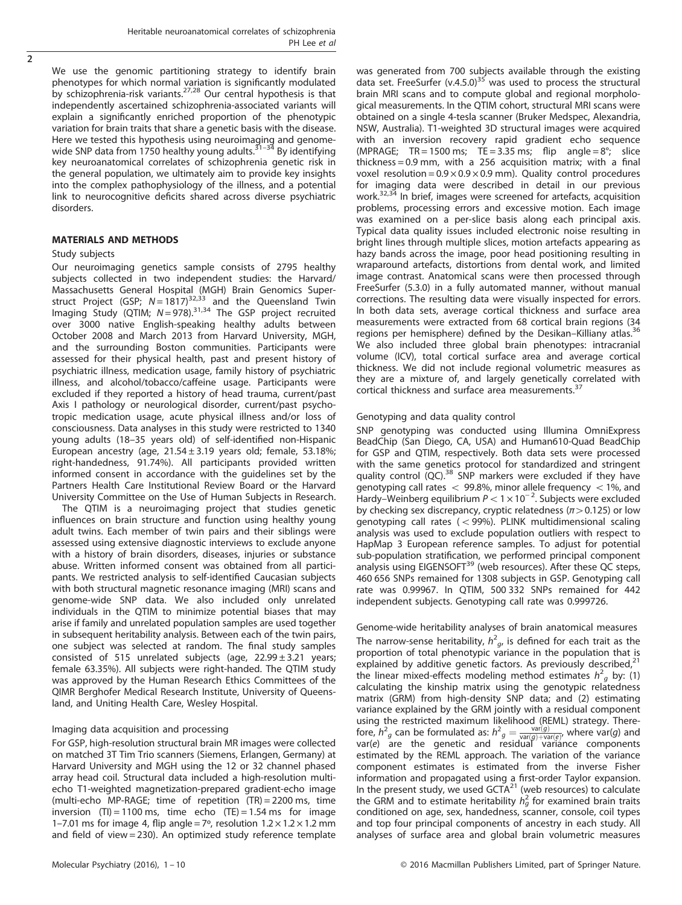We use the genomic partitioning strategy to identify brain phenotypes for which normal variation is significantly modulated by schizophrenia-risk variants.[27,28] Our central hypothesis is that independently ascertained schizophrenia-associated variants will explain a significantly enriched proportion of the phenotypic variation for brain traits that share a genetic basis with the disease. Here we tested this hypothesis using neuroimaging and genome-wide SNP data from 1750 healthy young adults.[31–34] By identifying key neuroanatomical correlates of schizophrenia genetic risk in the general population, we ultimately aim to provide key insights into the complex pathophysiology of the illness, and a potential link to neurocognitive deficits shared across diverse psychiatric disorders.

## MATERIALS AND METHODS

### Study subjects

Our neuroimaging genetics sample consists of 2795 healthy subjects collected in two independent studies: the Harvard/Massachusetts General Hospital (MGH) Brain Genomics Superstruct Project (GSP; $N = 1817$)[32,33] and the Queensland Twin Imaging Study (QTIM; $N = 978$).[31,34] The GSP project recruited over 3000 native English-speaking healthy adults between October 2008 and March 2013 from Harvard University, MGH, and the surrounding Boston communities. Participants were assessed for their physical health, past and present history of psychiatric illness, medication usage, family history of psychiatric illness, and alcohol/tobacco/caffeine usage. Participants were excluded if they reported a history of head trauma, current/past Axis I pathology or neurological disorder, current/past psychotropic medication usage, acute physical illness and/or loss of consciousness. Data analyses in this study were restricted to 1340 young adults (18–35 years old) of self-identified non-Hispanic European ancestry (age, 21.54 ± 3.19 years old; female, 53.18%; right-handedness, 91.74%). All participants provided written informed consent in accordance with the guidelines set by the Partners Health Care Institutional Review Board or the Harvard University Committee on the Use of Human Subjects in Research.

The QTIM is a neuroimaging project that studies genetic influences on brain structure and function using healthy young adult twins. Each member of twin pairs and their siblings were assessed using extensive diagnostic interviews to exclude anyone with a history of brain disorders, diseases, injuries or substance abuse. Written informed consent was obtained from all participants. We restricted analysis to self-identified Caucasian subjects with both structural magnetic resonance imaging (MRI) scans and genome-wide SNP data. We also included only unrelated individuals in the QTIM to minimize potential biases that may arise if family and unrelated population samples are used together in subsequent heritability analysis. Between each of the twin pairs, one subject was selected at random. The final study samples consisted of 515 unrelated subjects (age, 22.99 ± 3.21 years; female 63.35%). All subjects were right-handed. The QTIM study was approved by the Human Research Ethics Committees of the QIMR Berghofer Medical Research Institute, University of Queensland, and Uniting Health Care, Wesley Hospital.

### Imaging data acquisition and processing

For GSP, high-resolution structural brain MR images were collected on matched 3T Tim Trio scanners (Siemens, Erlangen, Germany) at Harvard University and MGH using the 12 or 32 channel phased array head coil. Structural data included a high-resolution multi-echo T1-weighted magnetization-prepared gradient-echo image (multi-echo MP-RAGE; time of repetition (TR) = 2200 ms, time inversion (TI) = 1100 ms, time echo (TE) = 1.54 ms for image 1–7.01 ms for image 4, flip angle = 7°, resolution 1.2 × 1.2 × 1.2 mm and field of view = 230). An optimized study reference template was generated from 700 subjects available through the existing data set. FreeSurfer (v.4.5.0)[35] was used to process the structural brain MRI scans and to compute global and regional morphological measurements. In the QTIM cohort, structural MRI scans were obtained on a single 4-tesla scanner (Bruker Medspec, Alexandria, NSW, Australia). T1-weighted 3D structural images were acquired with an inversion recovery rapid gradient echo sequence (MPRAGE; TR = 1500 ms; TE = 3.35 ms; flip angle = 8°; slice thickness = 0.9 mm, with a 256 acquisition matrix; with a final voxel resolution = 0.9 × 0.9 × 0.9 mm). Quality control procedures for imaging data were described in detail in our previous work.[32,34] In brief, images were screened for artefacts, acquisition problems, processing errors and excessive motion. Each image was examined on a per-slice basis along each principal axis. Typical data quality issues included electronic noise resulting in bright lines through multiple slices, motion artefacts appearing as hazy bands across the image, poor head positioning resulting in wraparound artefacts, distortions from dental work, and limited image contrast. Anatomical scans were then processed through FreeSurfer (5.3.0) in a fully automated manner, without manual corrections. The resulting data were visually inspected for errors. In both data sets, average cortical thickness and surface area measurements were extracted from 68 cortical brain regions (34 regions per hemisphere) defined by the Desikan–Killiany atlas.[36] We also included three global brain phenotypes: intracranial volume (ICV), total cortical surface area and average cortical thickness. We did not include regional volumetric measures as they are a mixture of, and largely genetically correlated with cortical thickness and surface area measurements.[37]

### Genotyping and data quality control

SNP genotyping was conducted using Illumina OmniExpress BeadChip (San Diego, CA, USA) and Human610-Quad BeadChip for GSP and QTIM, respectively. Both data sets were processed with the same genetics protocol for standardized and stringent quality control (QC).[38] SNP markers were excluded if they have genotyping call rates < 99.8%, minor allele frequency < 1%, and Hardy–Weinberg equilibrium $P < 1 \times 10^{-2}$. Subjects were excluded by checking sex discrepancy, cryptic relatedness ($\pi > 0.125$) or low genotyping call rates (< 99%). PLINK multidimensional scaling analysis was used to exclude population outliers with respect to HapMap 3 European reference samples. To adjust for potential sub-population stratification, we performed principal component analysis using EIGENSOFT[39] (web resources). After these QC steps, 460 656 SNPs remained for 1308 subjects in GSP. Genotyping call rate was 0.99967. In QTIM, 500 332 SNPs remained for 442 independent subjects. Genotyping call rate was 0.999726.

### Genome-wide heritability analyses of brain anatomical measures

The narrow-sense heritability, $h^2_g$, is defined for each trait as the proportion of total phenotypic variance in the population that is explained by additive genetic factors. As previously described,[21] the linear mixed-effects modeling method estimates $h^2_g$ by: (1) calculating the kinship matrix using the genotypic relatedness matrix (GRM) from high-density SNP data; and (2) estimating variance explained by the GRM jointly with a residual component using the restricted maximum likelihood (REML) strategy. Therefore, $h^2_g$ can be formulated as: $h^2_g = \frac{\mathrm{var}(g)}{\mathrm{var}(g)+\mathrm{var}(e)}$, where var($g$) and var($e$) are the genetic and residual variance components estimated by the REML approach. The variation of the variance component estimates is estimated from the inverse Fisher information and propagated using a first-order Taylor expansion. In the present study, we used GCTA[21] (web resources) to calculate the GRM and to estimate heritability $h^2_g$ for examined brain traits conditioned on age, sex, handedness, scanner, console, coil types and top four principal components of ancestry in each study. All analyses of surface area and global brain volumetric measures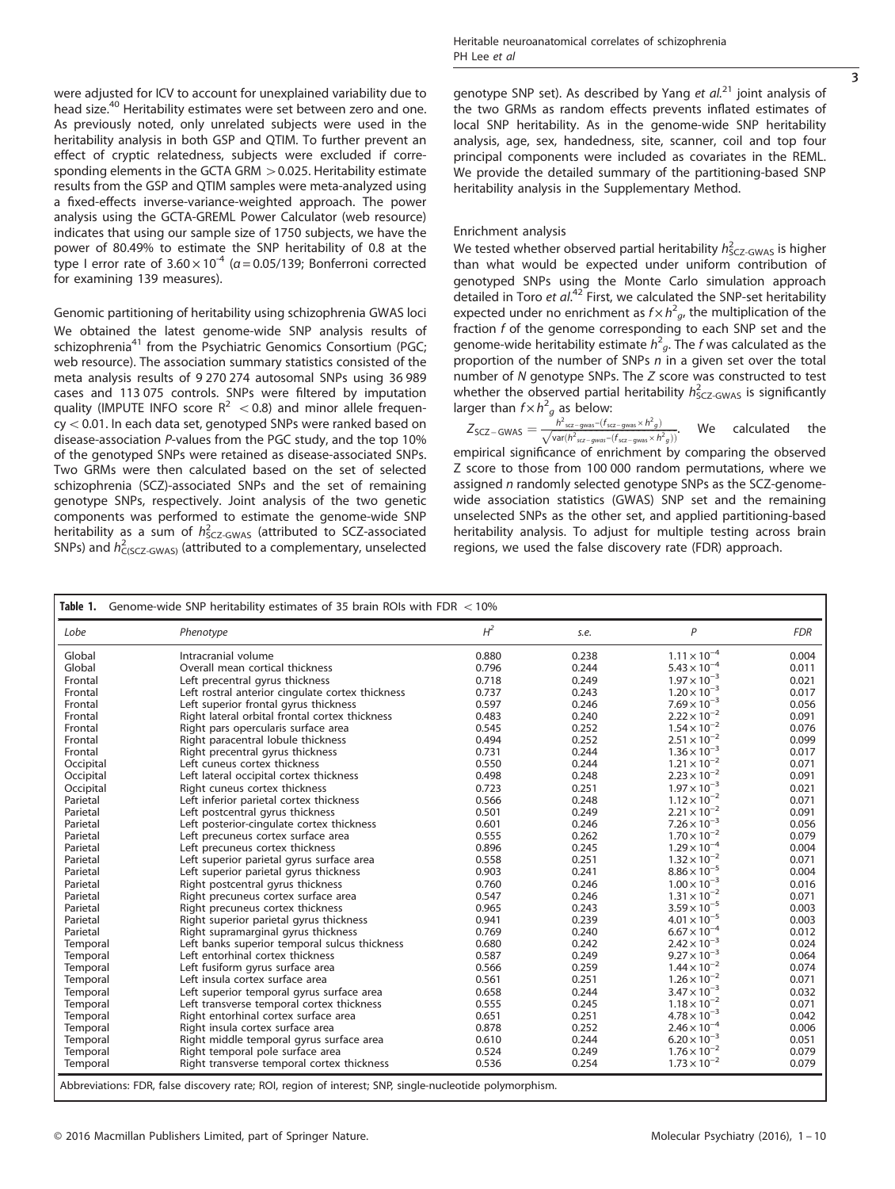were adjusted for ICV to account for unexplained variability due to head size.[40] Heritability estimates were set between zero and one. As previously noted, only unrelated subjects were used in the heritability analysis in both GSP and QTIM. To further prevent an effect of cryptic relatedness, subjects were excluded if corresponding elements in the GCTA GRM > 0.025. Heritability estimate results from the GSP and QTIM samples were meta-analyzed using a fixed-effects inverse-variance-weighted approach. The power analysis using the GCTA-GREML Power Calculator (web resource) indicates that using our sample size of 1750 subjects, we have the power of 80.49% to estimate the SNP heritability of 0.8 at the type I error rate of $3.60 \times 10^{-4}$ ($\alpha = 0.05/139$; Bonferroni corrected for examining 139 measures).

### Genomic partitioning of heritability using schizophrenia GWAS loci

We obtained the latest genome-wide SNP analysis results of schizophrenia[41] from the Psychiatric Genomics Consortium (PGC; web resource). The association summary statistics consisted of the meta analysis results of 9 270 274 autosomal SNPs using 36 989 cases and 113 075 controls. SNPs were filtered by imputation quality (IMPUTE INFO score $R^2 < 0.8$) and minor allele frequency < 0.01. In each data set, genotyped SNPs were ranked based on disease-association P-values from the PGC study, and the top 10% of the genotyped SNPs were retained as disease-associated SNPs. Two GRMs were then calculated based on the set of selected schizophrenia (SCZ)-associated SNPs and the set of remaining genotype SNPs, respectively. Joint analysis of the two genetic components was performed to estimate the genome-wide SNP heritability as a sum of $h^2_{\text{SCZ-GWAS}}$ (attributed to SCZ-associated SNPs) and $h^2_{\text{C(SCZ-GWAS)}}$ (attributed to a complementary, unselected genotype SNP set). As described by Yang *et al.*[21] joint analysis of the two GRMs as random effects prevents inflated estimates of local SNP heritability. As in the genome-wide SNP heritability analysis, age, sex, handedness, site, scanner, coil and top four principal components were included as covariates in the REML. We provide the detailed summary of the partitioning-based SNP heritability analysis in the Supplementary Method.

### Enrichment analysis

We tested whether observed partial heritability $h^2_{\text{SCZ-GWAS}}$ is higher than what would be expected under uniform contribution of genotyped SNPs using the Monte Carlo simulation approach detailed in Toro *et al.*[42] First, we calculated the SNP-set heritability expected under no enrichment as $f \times h^2_g$, the multiplication of the fraction $f$ of the genome corresponding to each SNP set and the genome-wide heritability estimate $h^2_g$. The $f$ was calculated as the proportion of the number of SNPs $n$ in a given set over the total number of $N$ genotype SNPs. The $Z$ score was constructed to test whether the observed partial heritability $h^2_{\text{SCZ-GWAS}}$ is significantly larger than $f \times h^2_g$ as below:

$$Z_{\text{SCZ-GWAS}} = \frac{h^2_{\text{scz-gwas}} - (f_{\text{scz-gwas}} \times h^2_g)}{\sqrt{\text{var}(h^2_{\text{scz-gwas}} - (f_{\text{scz-gwas}} \times h^2_g))}}.$$

We calculated the empirical significance of enrichment by comparing the observed Z score to those from 100 000 random permutations, where we assigned $n$ randomly selected genotype SNPs as the SCZ-genome-wide association statistics (GWAS) SNP set and the remaining unselected SNPs as the other set, and applied partitioning-based heritability analysis. To adjust for multiple testing across brain regions, we used the false discovery rate (FDR) approach.

**Table 1.** Genome-wide SNP heritability estimates of 35 brain ROIs with FDR < 10%

| Lobe | Phenotype | $H^2$ | s.e. | P | FDR |
|---|---|---|---|---|---|
| Global | Intracranial volume | 0.880 | 0.238 | $1.11 \times 10^{-4}$ | 0.004 |
| Global | Overall mean cortical thickness | 0.796 | 0.244 | $5.43 \times 10^{-4}$ | 0.011 |
| Frontal | Left precentral gyrus thickness | 0.718 | 0.249 | $1.97 \times 10^{-3}$ | 0.021 |
| Frontal | Left rostral anterior cingulate cortex thickness | 0.737 | 0.243 | $1.20 \times 10^{-3}$ | 0.017 |
| Frontal | Left superior frontal gyrus thickness | 0.597 | 0.246 | $7.69 \times 10^{-3}$ | 0.056 |
| Frontal | Right lateral orbital frontal cortex thickness | 0.483 | 0.240 | $2.22 \times 10^{-2}$ | 0.091 |
| Frontal | Right pars opercularis surface area | 0.545 | 0.252 | $1.54 \times 10^{-2}$ | 0.076 |
| Frontal | Right paracentral lobule thickness | 0.494 | 0.252 | $2.51 \times 10^{-2}$ | 0.099 |
| Frontal | Right precentral gyrus thickness | 0.731 | 0.244 | $1.36 \times 10^{-3}$ | 0.017 |
| Occipital | Left cuneus cortex thickness | 0.550 | 0.244 | $1.21 \times 10^{-2}$ | 0.071 |
| Occipital | Left lateral occipital cortex thickness | 0.498 | 0.248 | $2.23 \times 10^{-2}$ | 0.091 |
| Occipital | Right cuneus cortex thickness | 0.723 | 0.251 | $1.97 \times 10^{-3}$ | 0.021 |
| Parietal | Left inferior parietal cortex thickness | 0.566 | 0.248 | $1.12 \times 10^{-2}$ | 0.071 |
| Parietal | Left postcentral gyrus thickness | 0.501 | 0.249 | $2.21 \times 10^{-2}$ | 0.091 |
| Parietal | Left posterior-cingulate cortex thickness | 0.601 | 0.246 | $7.26 \times 10^{-3}$ | 0.056 |
| Parietal | Left precuneus cortex surface area | 0.555 | 0.262 | $1.70 \times 10^{-2}$ | 0.079 |
| Parietal | Left precuneus cortex thickness | 0.896 | 0.245 | $1.29 \times 10^{-4}$ | 0.004 |
| Parietal | Left superior parietal gyrus surface area | 0.558 | 0.251 | $1.32 \times 10^{-2}$ | 0.071 |
| Parietal | Left superior parietal gyrus thickness | 0.903 | 0.241 | $8.86 \times 10^{-5}$ | 0.004 |
| Parietal | Right postcentral gyrus thickness | 0.760 | 0.246 | $1.00 \times 10^{-3}$ | 0.016 |
| Parietal | Right precuneus cortex surface area | 0.547 | 0.246 | $1.31 \times 10^{-2}$ | 0.071 |
| Parietal | Right precuneus cortex thickness | 0.965 | 0.243 | $3.59 \times 10^{-5}$ | 0.003 |
| Parietal | Right superior parietal gyrus thickness | 0.941 | 0.239 | $4.01 \times 10^{-5}$ | 0.003 |
| Parietal | Right supramarginal gyrus thickness | 0.769 | 0.240 | $6.67 \times 10^{-4}$ | 0.012 |
| Temporal | Left banks superior temporal sulcus thickness | 0.680 | 0.242 | $2.42 \times 10^{-3}$ | 0.024 |
| Temporal | Left entorhinal cortex thickness | 0.587 | 0.249 | $9.27 \times 10^{-3}$ | 0.064 |
| Temporal | Left fusiform gyrus surface area | 0.566 | 0.259 | $1.44 \times 10^{-2}$ | 0.074 |
| Temporal | Left insula cortex surface area | 0.561 | 0.251 | $1.26 \times 10^{-2}$ | 0.071 |
| Temporal | Left superior temporal gyrus surface area | 0.658 | 0.244 | $3.47 \times 10^{-3}$ | 0.032 |
| Temporal | Left transverse temporal cortex thickness | 0.555 | 0.245 | $1.18 \times 10^{-2}$ | 0.071 |
| Temporal | Right entorhinal cortex surface area | 0.651 | 0.251 | $4.78 \times 10^{-3}$ | 0.042 |
| Temporal | Right insula cortex surface area | 0.878 | 0.252 | $2.46 \times 10^{-4}$ | 0.006 |
| Temporal | Right middle temporal gyrus surface area | 0.610 | 0.244 | $6.20 \times 10^{-3}$ | 0.051 |
| Temporal | Right temporal pole surface area | 0.524 | 0.249 | $1.76 \times 10^{-2}$ | 0.079 |
| Temporal | Right transverse temporal cortex thickness | 0.536 | 0.254 | $1.73 \times 10^{-2}$ | 0.079 |

Abbreviations: FDR, false discovery rate; ROI, region of interest; SNP, single-nucleotide polymorphism.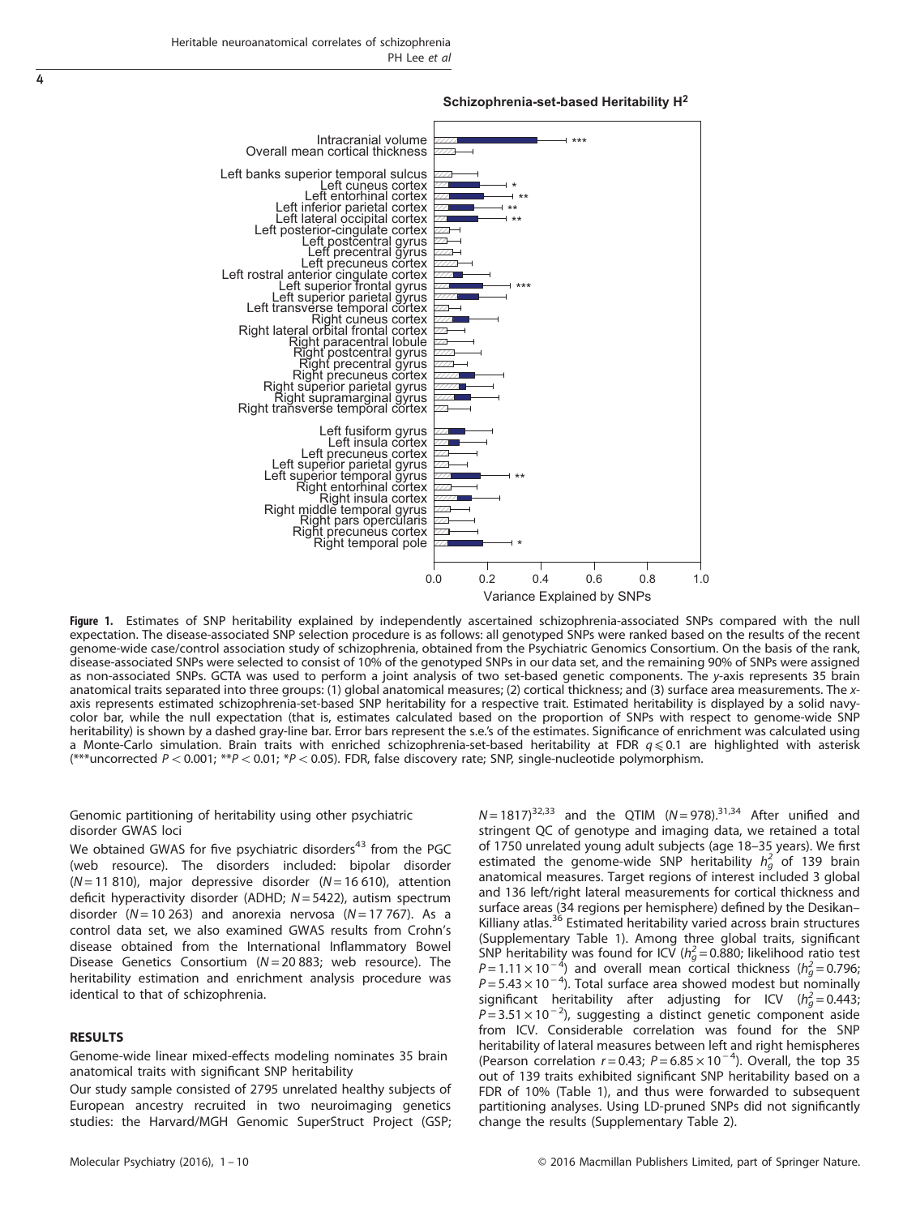Figure 1. Estimates of SNP heritability explained by independently ascertained schizophrenia-associated SNPs compared with the null expectation. The disease-associated SNP selection procedure is as follows: all genotyped SNPs were ranked based on the results of the recent genome-wide case/control association study of schizophrenia, obtained from the Psychiatric Genomics Consortium. On the basis of the rank, disease-associated SNPs were selected to consist of 10% of the genotyped SNPs in our data set, and the remaining 90% of SNPs were assigned as non-associated SNPs. GCTA was used to perform a joint analysis of two set-based genetic components. The *y*-axis represents 35 brain anatomical traits separated into three groups: (1) global anatomical measures; (2) cortical thickness; and (3) surface area measurements. The *x*-axis represents estimated schizophrenia-set-based SNP heritability for a respective trait. Estimated heritability is displayed by a solid navy-color bar, while the null expectation (that is, estimates calculated based on the proportion of SNPs with respect to genome-wide SNP heritability) is shown by a dashed gray-line bar. Error bars represent the s.e.'s of the estimates. Significance of enrichment was calculated using a Monte-Carlo simulation. Brain traits with enriched schizophrenia-set-based heritability at FDR $q \leqslant 0.1$ are highlighted with asterisk (***uncorrected $P < 0.001$; **$P < 0.01$; *$P < 0.05$). FDR, false discovery rate; SNP, single-nucleotide polymorphism.

### Genomic partitioning of heritability using other psychiatric disorder GWAS loci

We obtained GWAS for five psychiatric disorders[43] from the PGC (web resource). The disorders included: bipolar disorder ($N = 11\,810$), major depressive disorder ($N = 16\,610$), attention deficit hyperactivity disorder (ADHD; $N = 5422$), autism spectrum disorder ($N = 10\,263$) and anorexia nervosa ($N = 17\,767$). As a control data set, we also examined GWAS results from Crohn's disease obtained from the International Inflammatory Bowel Disease Genetics Consortium ($N = 20\,883$; web resource). The heritability estimation and enrichment analysis procedure was identical to that of schizophrenia.

## RESULTS

### Genome-wide linear mixed-effects modeling nominates 35 brain anatomical traits with significant SNP heritability

Our study sample consisted of 2795 unrelated healthy subjects of European ancestry recruited in two neuroimaging genetics studies: the Harvard/MGH Genomic SuperStruct Project (GSP; $N = 1817$)[32,33] and the QTIM ($N = 978$).[31,34] After unified and stringent QC of genotype and imaging data, we retained a total of 1750 unrelated young adult subjects (age 18–35 years). We first estimated the genome-wide SNP heritability $h_g^2$ of 139 brain anatomical measures. Target regions of interest included 3 global and 136 left/right lateral measurements for cortical thickness and surface areas (34 regions per hemisphere) defined by the Desikan–Killiany atlas.[36] Estimated heritability varied across brain structures (Supplementary Table 1). Among three global traits, significant SNP heritability was found for ICV ($h_g^2 = 0.880$; likelihood ratio test $P = 1.11 \times 10^{-4}$) and overall mean cortical thickness ($h_g^2 = 0.796$; $P = 5.43 \times 10^{-4}$). Total surface area showed modest but nominally significant heritability after adjusting for ICV ($h_g^2 = 0.443$; $P = 3.51 \times 10^{-2}$), suggesting a distinct genetic component aside from ICV. Considerable correlation was found for the SNP heritability of lateral measures between left and right hemispheres (Pearson correlation $r = 0.43$; $P = 6.85 \times 10^{-4}$). Overall, the top 35 out of 139 traits exhibited significant SNP heritability based on a FDR of 10% (Table 1), and thus were forwarded to subsequent partitioning analyses. Using LD-pruned SNPs did not significantly change the results (Supplementary Table 2).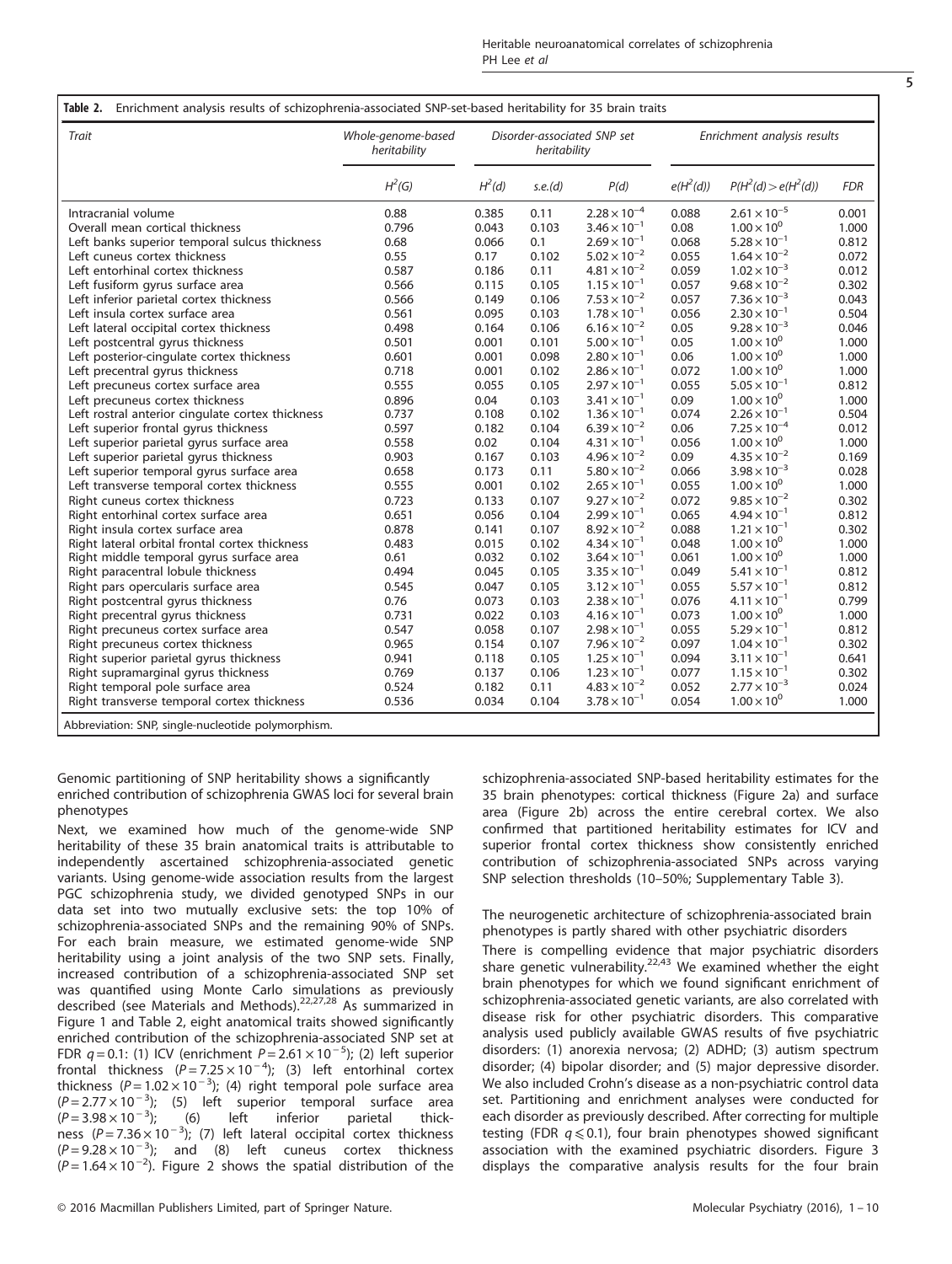**Table 2.** Enrichment analysis results of schizophrenia-associated SNP-set-based heritability for 35 brain traits

| Trait | Whole-genome-based heritability | Disorder-associated SNP set heritability | | | Enrichment analysis results | | |
|---|---|---|---|---|---|---|---|
| | $H^2(G)$ | $H^2(d)$ | s.e.(d) | P(d) | $e(H^2(d))$ | $P(H^2(d) > e(H^2(d))$ | FDR |
| Intracranial volume | 0.88 | 0.385 | 0.11 | $2.28 \times 10^{-4}$ | 0.088 | $2.61 \times 10^{-5}$ | 0.001 |
| Overall mean cortical thickness | 0.796 | 0.043 | 0.103 | $3.46 \times 10^{-1}$ | 0.08 | $1.00 \times 10^{0}$ | 1.000 |
| Left banks superior temporal sulcus thickness | 0.68 | 0.066 | 0.1 | $2.69 \times 10^{-1}$ | 0.068 | $5.28 \times 10^{-1}$ | 0.812 |
| Left cuneus cortex thickness | 0.55 | 0.17 | 0.102 | $5.02 \times 10^{-2}$ | 0.055 | $1.64 \times 10^{-2}$ | 0.072 |
| Left entorhinal cortex thickness | 0.587 | 0.186 | 0.11 | $4.81 \times 10^{-2}$ | 0.059 | $1.02 \times 10^{-3}$ | 0.012 |
| Left fusiform gyrus surface area | 0.566 | 0.115 | 0.105 | $1.15 \times 10^{-1}$ | 0.057 | $9.68 \times 10^{-2}$ | 0.302 |
| Left inferior parietal cortex thickness | 0.566 | 0.149 | 0.106 | $7.53 \times 10^{-2}$ | 0.057 | $7.36 \times 10^{-3}$ | 0.043 |
| Left insula cortex surface area | 0.561 | 0.095 | 0.103 | $1.78 \times 10^{-1}$ | 0.056 | $2.30 \times 10^{-1}$ | 0.504 |
| Left lateral occipital cortex thickness | 0.498 | 0.164 | 0.106 | $6.16 \times 10^{-2}$ | 0.05 | $9.28 \times 10^{-3}$ | 0.046 |
| Left postcentral gyrus thickness | 0.501 | 0.001 | 0.101 | $5.00 \times 10^{-1}$ | 0.05 | $1.00 \times 10^{0}$ | 1.000 |
| Left posterior-cingulate cortex thickness | 0.601 | 0.001 | 0.098 | $2.80 \times 10^{-1}$ | 0.06 | $1.00 \times 10^{0}$ | 1.000 |
| Left precentral gyrus thickness | 0.718 | 0.001 | 0.102 | $2.86 \times 10^{-1}$ | 0.072 | $1.00 \times 10^{0}$ | 1.000 |
| Left precuneus cortex surface area | 0.555 | 0.055 | 0.105 | $2.97 \times 10^{-1}$ | 0.055 | $5.05 \times 10^{-1}$ | 0.812 |
| Left precuneus cortex thickness | 0.896 | 0.04 | 0.103 | $3.41 \times 10^{-1}$ | 0.09 | $1.00 \times 10^{0}$ | 1.000 |
| Left rostral anterior cingulate cortex thickness | 0.737 | 0.108 | 0.102 | $1.36 \times 10^{-1}$ | 0.074 | $2.26 \times 10^{-1}$ | 0.504 |
| Left superior frontal gyrus thickness | 0.597 | 0.182 | 0.104 | $6.39 \times 10^{-2}$ | 0.06 | $7.25 \times 10^{-4}$ | 0.012 |
| Left superior parietal gyrus surface area | 0.558 | 0.02 | 0.104 | $4.31 \times 10^{-1}$ | 0.056 | $1.00 \times 10^{0}$ | 1.000 |
| Left superior parietal gyrus thickness | 0.903 | 0.167 | 0.103 | $4.96 \times 10^{-2}$ | 0.09 | $4.35 \times 10^{-2}$ | 0.169 |
| Left superior temporal gyrus surface area | 0.658 | 0.173 | 0.11 | $5.80 \times 10^{-2}$ | 0.066 | $3.98 \times 10^{-3}$ | 0.028 |
| Left transverse temporal cortex thickness | 0.555 | 0.001 | 0.102 | $2.65 \times 10^{-1}$ | 0.055 | $1.00 \times 10^{0}$ | 1.000 |
| Right cuneus cortex thickness | 0.723 | 0.133 | 0.107 | $9.27 \times 10^{-2}$ | 0.072 | $9.85 \times 10^{-2}$ | 0.302 |
| Right entorhinal cortex surface area | 0.651 | 0.056 | 0.104 | $2.99 \times 10^{-1}$ | 0.065 | $4.94 \times 10^{-1}$ | 0.812 |
| Right insula cortex surface area | 0.878 | 0.141 | 0.107 | $8.92 \times 10^{-2}$ | 0.088 | $1.21 \times 10^{-1}$ | 0.302 |
| Right lateral orbital frontal cortex thickness | 0.483 | 0.015 | 0.102 | $4.34 \times 10^{-1}$ | 0.048 | $1.00 \times 10^{0}$ | 1.000 |
| Right middle temporal gyrus surface area | 0.61 | 0.032 | 0.102 | $3.64 \times 10^{-1}$ | 0.061 | $1.00 \times 10^{0}$ | 1.000 |
| Right paracentral lobule thickness | 0.494 | 0.045 | 0.105 | $3.35 \times 10^{-1}$ | 0.049 | $5.41 \times 10^{-1}$ | 0.812 |
| Right pars opercularis surface area | 0.545 | 0.047 | 0.105 | $3.12 \times 10^{-1}$ | 0.055 | $5.57 \times 10^{-1}$ | 0.812 |
| Right postcentral gyrus thickness | 0.76 | 0.073 | 0.103 | $2.38 \times 10^{-1}$ | 0.076 | $4.11 \times 10^{-1}$ | 0.799 |
| Right precentral gyrus thickness | 0.731 | 0.022 | 0.103 | $4.16 \times 10^{-1}$ | 0.073 | $1.00 \times 10^{0}$ | 1.000 |
| Right precuneus cortex surface area | 0.547 | 0.058 | 0.107 | $2.98 \times 10^{-1}$ | 0.055 | $5.29 \times 10^{-1}$ | 0.812 |
| Right precuneus cortex thickness | 0.965 | 0.154 | 0.107 | $7.96 \times 10^{-2}$ | 0.097 | $1.04 \times 10^{-1}$ | 0.302 |
| Right superior parietal gyrus thickness | 0.941 | 0.118 | 0.105 | $1.25 \times 10^{-1}$ | 0.094 | $3.11 \times 10^{-1}$ | 0.641 |
| Right supramarginal gyrus thickness | 0.769 | 0.137 | 0.106 | $1.23 \times 10^{-1}$ | 0.077 | $1.15 \times 10^{-1}$ | 0.302 |
| Right temporal pole surface area | 0.524 | 0.182 | 0.11 | $4.83 \times 10^{-2}$ | 0.052 | $2.77 \times 10^{-3}$ | 0.024 |
| Right transverse temporal cortex thickness | 0.536 | 0.034 | 0.104 | $3.78 \times 10^{-1}$ | 0.054 | $1.00 \times 10^{0}$ | 1.000 |

Abbreviation: SNP, single-nucleotide polymorphism.

### Genomic partitioning of SNP heritability shows a significantly enriched contribution of schizophrenia GWAS loci for several brain phenotypes

Next, we examined how much of the genome-wide SNP heritability of these 35 brain anatomical traits is attributable to independently ascertained schizophrenia-associated genetic variants. Using genome-wide association results from the largest PGC schizophrenia study, we divided genotyped SNPs in our data set into two mutually exclusive sets: the top 10% of schizophrenia-associated SNPs and the remaining 90% of SNPs. For each brain measure, we estimated genome-wide SNP heritability using a joint analysis of the two SNP sets. Finally, increased contribution of a schizophrenia-associated SNP set was quantified using Monte Carlo simulations as previously described (see Materials and Methods).[22,27,28] As summarized in Figure 1 and Table 2, eight anatomical traits showed significantly enriched contribution of the schizophrenia-associated SNP set at FDR $q = 0.1$: (1) ICV (enrichment $P = 2.61 \times 10^{-5}$); (2) left superior frontal thickness ($P = 7.25 \times 10^{-4}$); (3) left entorhinal cortex thickness ($P = 1.02 \times 10^{-3}$); (4) right temporal pole surface area ($P = 2.77 \times 10^{-3}$); (5) left superior temporal surface area ($P = 3.98 \times 10^{-3}$); (6) left inferior parietal thickness ($P = 7.36 \times 10^{-3}$); (7) left lateral occipital cortex thickness ($P = 9.28 \times 10^{-3}$); and (8) left cuneus cortex thickness ($P = 1.64 \times 10^{-2}$). Figure 2 shows the spatial distribution of the schizophrenia-associated SNP-based heritability estimates for the 35 brain phenotypes: cortical thickness (Figure 2a) and surface area (Figure 2b) across the entire cerebral cortex. We also confirmed that partitioned heritability estimates for ICV and superior frontal cortex thickness show consistently enriched contribution of schizophrenia-associated SNPs across varying SNP selection thresholds (10–50%; Supplementary Table 3).

### The neurogenetic architecture of schizophrenia-associated brain phenotypes is partly shared with other psychiatric disorders

There is compelling evidence that major psychiatric disorders share genetic vulnerability.[22,43] We examined whether the eight brain phenotypes for which we found significant enrichment of schizophrenia-associated genetic variants, are also correlated with disease risk for other psychiatric disorders. This comparative analysis used publicly available GWAS results of five psychiatric disorders: (1) anorexia nervosa; (2) ADHD; (3) autism spectrum disorder; (4) bipolar disorder; and (5) major depressive disorder. We also included Crohn's disease as a non-psychiatric control data set. Partitioning and enrichment analyses were conducted for each disorder as previously described. After correcting for multiple testing (FDR $q \leqslant 0.1$), four brain phenotypes showed significant association with the examined psychiatric disorders. Figure 3 displays the comparative analysis results for the four brain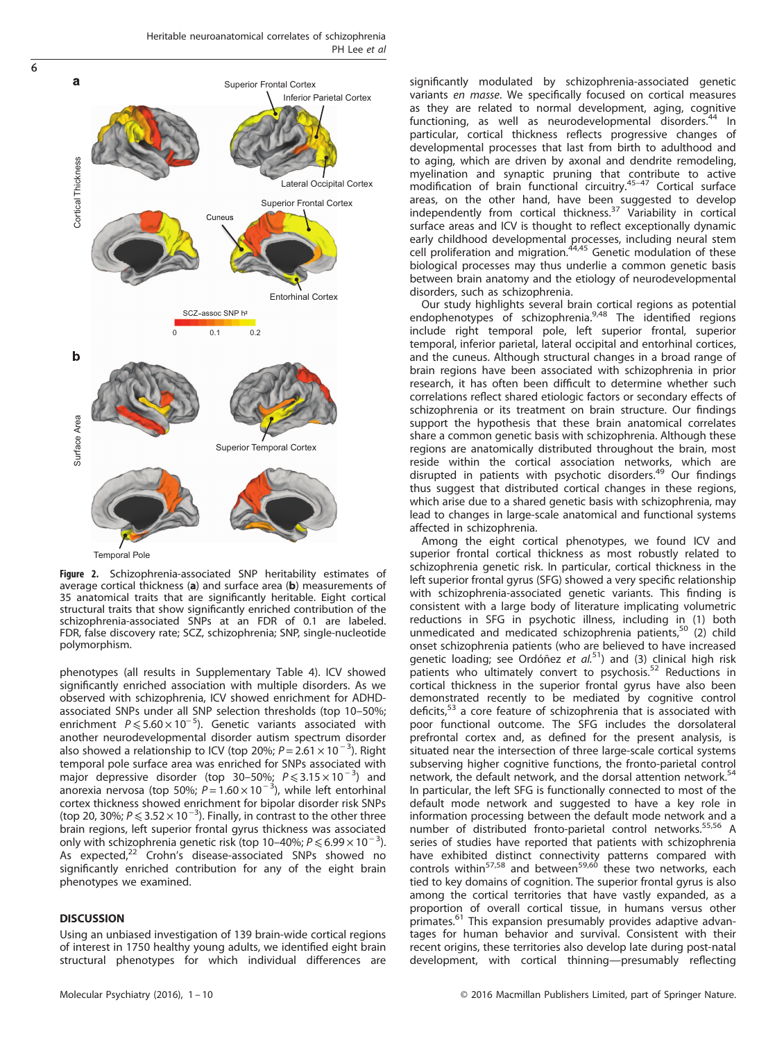Figure 2. Schizophrenia-associated SNP heritability estimates of average cortical thickness (**a**) and surface area (**b**) measurements of 35 anatomical traits that are significantly heritable. Eight cortical structural traits that show significantly enriched contribution of the schizophrenia-associated SNPs at an FDR of 0.1 are labeled. FDR, false discovery rate; SCZ, schizophrenia; SNP, single-nucleotide polymorphism.

phenotypes (all results in Supplementary Table 4). ICV showed significantly enriched association with multiple disorders. As we observed with schizophrenia, ICV showed enrichment for ADHD-associated SNPs under all SNP selection thresholds (top 10–50%; enrichment $P \leqslant 5.60 \times 10^{-5}$). Genetic variants associated with another neurodevelopmental disorder autism spectrum disorder also showed a relationship to ICV (top 20%; $P = 2.61 \times 10^{-3}$). Right temporal pole surface area was enriched for SNPs associated with major depressive disorder (top 30–50%; $P \leqslant 3.15 \times 10^{-3}$) and anorexia nervosa (top 50%; $P = 1.60 \times 10^{-3}$), while left entorhinal cortex thickness showed enrichment for bipolar disorder risk SNPs (top 20, 30%; $P \leqslant 3.52 \times 10^{-3}$). Finally, in contrast to the other three brain regions, left superior frontal gyrus thickness was associated only with schizophrenia genetic risk (top 10–40%; $P \leqslant 6.99 \times 10^{-3}$). As expected,[22] Crohn's disease-associated SNPs showed no significantly enriched contribution for any of the eight brain phenotypes we examined.

## DISCUSSION

Using an unbiased investigation of 139 brain-wide cortical regions of interest in 1750 healthy young adults, we identified eight brain structural phenotypes for which individual differences are significantly modulated by schizophrenia-associated genetic variants *en masse*. We specifically focused on cortical measures as they are related to normal development, aging, cognitive functioning, as well as neurodevelopmental disorders.[44] In particular, cortical thickness reflects progressive changes of developmental processes that last from birth to adulthood and to aging, which are driven by axonal and dendrite remodeling, myelination and synaptic pruning that contribute to active modification of brain functional circuitry.[45–47] Cortical surface areas, on the other hand, have been suggested to develop independently from cortical thickness.[37] Variability in cortical surface areas and ICV is thought to reflect exceptionally dynamic early childhood developmental processes, including neural stem cell proliferation and migration.[44,45] Genetic modulation of these biological processes may thus underlie a common genetic basis between brain anatomy and the etiology of neurodevelopmental disorders, such as schizophrenia.

Our study highlights several brain cortical regions as potential endophenotypes of schizophrenia.[9,48] The identified regions include right temporal pole, left superior frontal, superior temporal, inferior parietal, lateral occipital and entorhinal cortices, and the cuneus. Although structural changes in a broad range of brain regions have been associated with schizophrenia in prior research, it has often been difficult to determine whether such correlations reflect shared etiologic factors or secondary effects of schizophrenia or its treatment on brain structure. Our findings support the hypothesis that these brain anatomical correlates share a common genetic basis with schizophrenia. Although these regions are anatomically distributed throughout the brain, most reside within the cortical association networks, which are disrupted in patients with psychotic disorders.[49] Our findings thus suggest that distributed cortical changes in these regions, which arise due to a shared genetic basis with schizophrenia, may lead to changes in large-scale anatomical and functional systems affected in schizophrenia.

Among the eight cortical phenotypes, we found ICV and superior frontal cortical thickness as most robustly related to schizophrenia genetic risk. In particular, cortical thickness in the left superior frontal gyrus (SFG) showed a very specific relationship with schizophrenia-associated genetic variants. This finding is consistent with a large body of literature implicating volumetric reductions in SFG in psychotic illness, including in (1) both unmedicated and medicated schizophrenia patients,[50] (2) child onset schizophrenia patients (who are believed to have increased genetic loading; see Ordóñez *et al.*[51]) and (3) clinical high risk patients who ultimately convert to psychosis.[52] Reductions in cortical thickness in the superior frontal gyrus have also been demonstrated recently to be mediated by cognitive control deficits,[53] a core feature of schizophrenia that is associated with poor functional outcome. The SFG includes the dorsolateral prefrontal cortex and, as defined for the present analysis, is situated near the intersection of three large-scale cortical systems subserving higher cognitive functions, the fronto-parietal control network, the default network, and the dorsal attention network.[54] In particular, the left SFG is functionally connected to most of the default mode network and suggested to have a key role in information processing between the default mode network and a number of distributed fronto-parietal control networks.[55,56] A series of studies have reported that patients with schizophrenia have exhibited distinct connectivity patterns compared with controls within[57,58] and between[59,60] these two networks, each tied to key domains of cognition. The superior frontal gyrus is also among the cortical territories that have vastly expanded, as a proportion of overall cortical tissue, in humans versus other primates.[61] This expansion presumably provides adaptive advantages for human behavior and survival. Consistent with their recent origins, these territories also develop late during post-natal development, with cortical thinning—presumably reflecting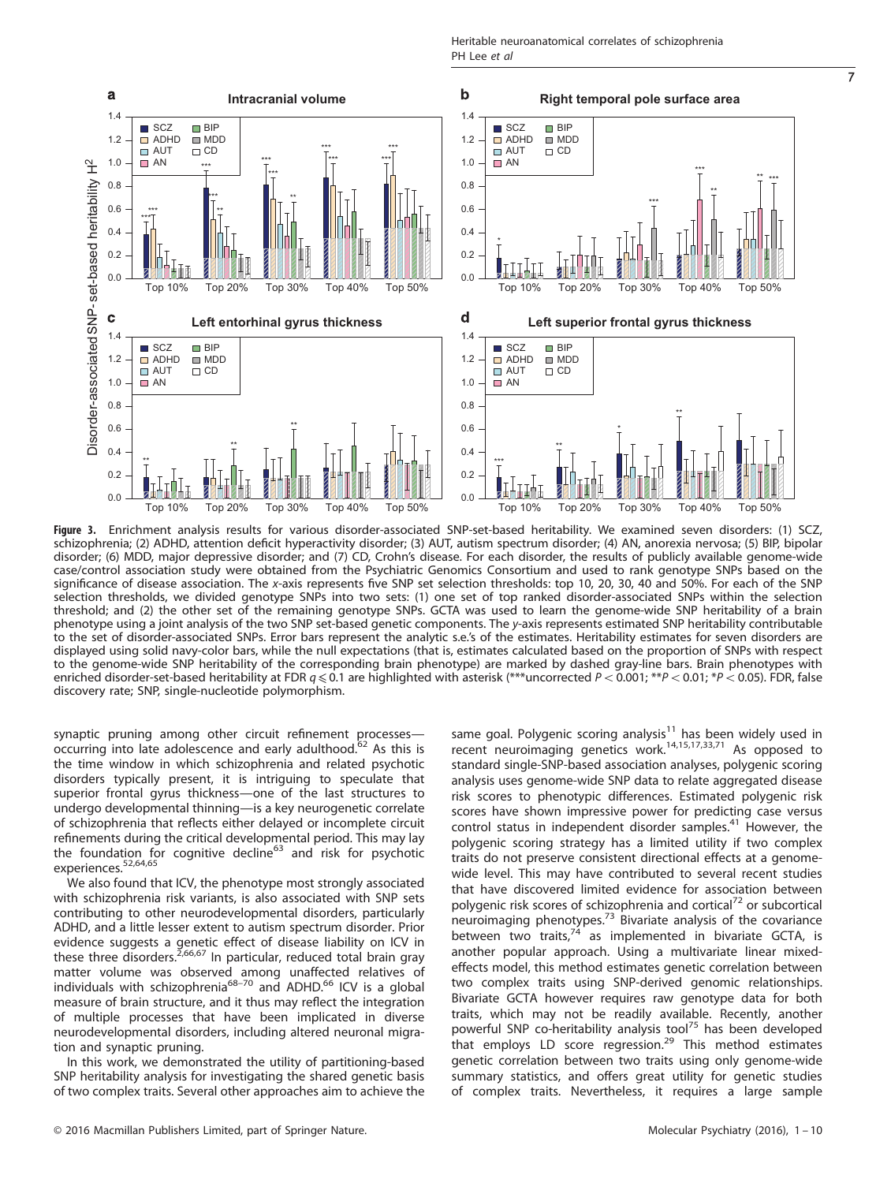**Figure 3.** Enrichment analysis results for various disorder-associated SNP-set-based heritability. We examined seven disorders: (1) SCZ, schizophrenia; (2) ADHD, attention deficit hyperactivity disorder; (3) AUT, autism spectrum disorder; (4) AN, anorexia nervosa; (5) BIP, bipolar disorder; (6) MDD, major depressive disorder; and (7) CD, Crohn's disease. For each disorder, the results of publicly available genome-wide case/control association study were obtained from the Psychiatric Genomics Consortium and used to rank genotype SNPs based on the significance of disease association. The *x*-axis represents five SNP set selection thresholds: top 10, 20, 30, 40 and 50%. For each of the SNP selection thresholds, we divided genotype SNPs into two sets: (1) one set of top ranked disorder-associated SNPs within the selection threshold; and (2) the other set of the remaining genotype SNPs. GCTA was used to learn the genome-wide SNP heritability of a brain phenotype using a joint analysis of the two SNP set-based genetic components. The *y*-axis represents estimated SNP heritability contributable to the set of disorder-associated SNPs. Error bars represent the analytic s.e.'s of the estimates. Heritability estimates for seven disorders are displayed using solid navy-color bars, while the null expectations (that is, estimates calculated based on the proportion of SNPs with respect to the genome-wide SNP heritability of the corresponding brain phenotype) are marked by dashed gray-line bars. Brain phenotypes with enriched disorder-set-based heritability at FDR $q \leqslant 0.1$ are highlighted with asterisk (***uncorrected $P < 0.001$; **$P < 0.01$; *$P < 0.05$). FDR, false discovery rate; SNP, single-nucleotide polymorphism.

synaptic pruning among other circuit refinement processes—occurring into late adolescence and early adulthood.[62] As this is the time window in which schizophrenia and related psychotic disorders typically present, it is intriguing to speculate that superior frontal gyrus thickness—one of the last structures to undergo developmental thinning—is a key neurogenetic correlate of schizophrenia that reflects either delayed or incomplete circuit refinements during the critical developmental period. This may lay the foundation for cognitive decline[63] and risk for psychotic experiences.[52,64,65]

We also found that ICV, the phenotype most strongly associated with schizophrenia risk variants, is also associated with SNP sets contributing to other neurodevelopmental disorders, particularly ADHD, and a little lesser extent to autism spectrum disorder. Prior evidence suggests a genetic effect of disease liability on ICV in these three disorders.[2,66,67] In particular, reduced total brain gray matter volume was observed among unaffected relatives of individuals with schizophrenia[68–70] and ADHD.[66] ICV is a global measure of brain structure, and it thus may reflect the integration of multiple processes that have been implicated in diverse neurodevelopmental disorders, including altered neuronal migration and synaptic pruning.

In this work, we demonstrated the utility of partitioning-based SNP heritability analysis for investigating the shared genetic basis of two complex traits. Several other approaches aim to achieve the same goal. Polygenic scoring analysis[11] has been widely used in recent neuroimaging genetics work.[14,15,17,33,71] As opposed to standard single-SNP-based association analyses, polygenic scoring analysis uses genome-wide SNP data to relate aggregated disease risk scores to phenotypic differences. Estimated polygenic risk scores have shown impressive power for predicting case versus control status in independent disorder samples.[41] However, the polygenic scoring strategy has a limited utility if two complex traits do not preserve consistent directional effects at a genome-wide level. This may have contributed to several recent studies that have discovered limited evidence for association between polygenic risk scores of schizophrenia and cortical[72] or subcortical neuroimaging phenotypes.[73] Bivariate analysis of the covariance between two traits,[74] as implemented in bivariate GCTA, is another popular approach. Using a multivariate linear mixed-effects model, this method estimates genetic correlation between two complex traits using SNP-derived genomic relationships. Bivariate GCTA however requires raw genotype data for both traits, which may not be readily available. Recently, another powerful SNP co-heritability analysis tool[75] has been developed that employs LD score regression.[29] This method estimates genetic correlation between two traits using only genome-wide summary statistics, and offers great utility for genetic studies of complex traits. Nevertheless, it requires a large sample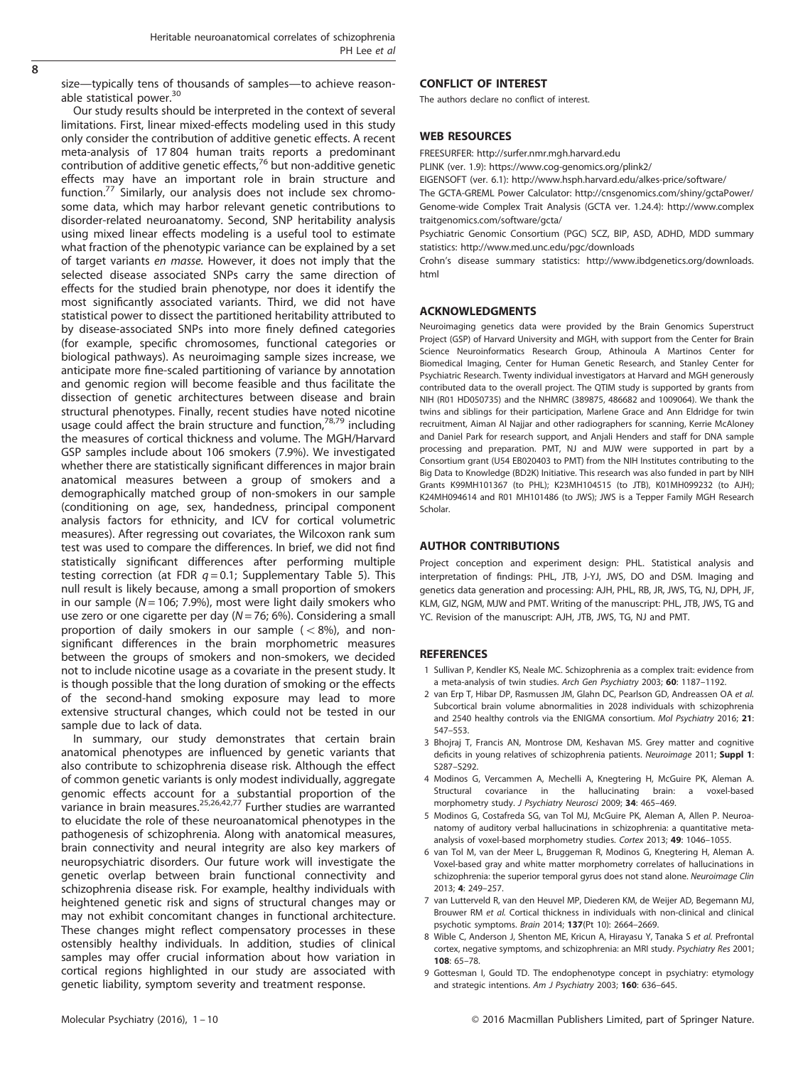size—typically tens of thousands of samples—to achieve reasonable statistical power.[30]

Our study results should be interpreted in the context of several limitations. First, linear mixed-effects modeling used in this study only consider the contribution of additive genetic effects. A recent meta-analysis of 17 804 human traits reports a predominant contribution of additive genetic effects,[76] but non-additive genetic effects may have an important role in brain structure and function.[77] Similarly, our analysis does not include sex chromosome data, which may harbor relevant genetic contributions to disorder-related neuroanatomy. Second, SNP heritability analysis using mixed linear effects modeling is a useful tool to estimate what fraction of the phenotypic variance can be explained by a set of target variants *en masse*. However, it does not imply that the selected disease associated SNPs carry the same direction of effects for the studied brain phenotype, nor does it identify the most significantly associated variants. Third, we did not have statistical power to dissect the partitioned heritability attributed to by disease-associated SNPs into more finely defined categories (for example, specific chromosomes, functional categories or biological pathways). As neuroimaging sample sizes increase, we anticipate more fine-scaled partitioning of variance by annotation and genomic region will become feasible and thus facilitate the dissection of genetic architectures between disease and brain structural phenotypes. Finally, recent studies have noted nicotine usage could affect the brain structure and function,[78,79] including the measures of cortical thickness and volume. The MGH/Harvard GSP samples include about 106 smokers (7.9%). We investigated whether there are statistically significant differences in major brain anatomical measures between a group of smokers and a demographically matched group of non-smokers in our sample (conditioning on age, sex, handedness, principal component analysis factors for ethnicity, and ICV for cortical volumetric measures). After regressing out covariates, the Wilcoxon rank sum test was used to compare the differences. In brief, we did not find statistically significant differences after performing multiple testing correction (at FDR $q = 0.1$; Supplementary Table 5). This null result is likely because, among a small proportion of smokers in our sample ($N = 106$; 7.9%), most were light daily smokers who use zero or one cigarette per day ($N = 76$; 6%). Considering a small proportion of daily smokers in our sample ($< 8\%$), and non-significant differences in the brain morphometric measures between the groups of smokers and non-smokers, we decided not to include nicotine usage as a covariate in the present study. It is though possible that the long duration of smoking or the effects of the second-hand smoking exposure may lead to more extensive structural changes, which could not be tested in our sample due to lack of data.

In summary, our study demonstrates that certain brain anatomical phenotypes are influenced by genetic variants that also contribute to schizophrenia disease risk. Although the effect of common genetic variants is only modest individually, aggregate genomic effects account for a substantial proportion of the variance in brain measures.[25,26,42,77] Further studies are warranted to elucidate the role of these neuroanatomical phenotypes in the pathogenesis of schizophrenia. Along with anatomical measures, brain connectivity and neural integrity are also key markers of neuropsychiatric disorders. Our future work will investigate the genetic overlap between brain functional connectivity and schizophrenia disease risk. For example, healthy individuals with heightened genetic risk and signs of structural changes may or may not exhibit concomitant changes in functional architecture. These changes might reflect compensatory processes in these ostensibly healthy individuals. In addition, studies of clinical samples may offer crucial information about how variation in cortical regions highlighted in our study are associated with genetic liability, symptom severity and treatment response.

## CONFLICT OF INTEREST

The authors declare no conflict of interest.

## WEB RESOURCES

FREESURFER: http://surfer.nmr.mgh.harvard.edu

PLINK (ver. 1.9): https://www.cog-genomics.org/plink2/

EIGENSOFT (ver. 6.1): http://www.hsph.harvard.edu/alkes-price/software/

The GCTA-GREML Power Calculator: http://cnsgenomics.com/shiny/gctaPower/

Genome-wide Complex Trait Analysis (GCTA ver. 1.24.4): http://www.complextraitgenomics.com/software/gcta/

Psychiatric Genomic Consortium (PGC) SCZ, BIP, ASD, ADHD, MDD summary statistics: http://www.med.unc.edu/pgc/downloads

Crohn's disease summary statistics: http://www.ibdgenetics.org/downloads.html

## ACKNOWLEDGMENTS

Neuroimaging genetics data were provided by the Brain Genomics Superstruct Project (GSP) of Harvard University and MGH, with support from the Center for Brain Science Neuroinformatics Research Group, Athinoula A Martinos Center for Biomedical Imaging, Center for Human Genetic Research, and Stanley Center for Psychiatric Research. Twenty individual investigators at Harvard and MGH generously contributed data to the overall project. The QTIM study is supported by grants from NIH (R01 HD050735) and the NHMRC (389875, 486682 and 1009064). We thank the twins and siblings for their participation, Marlene Grace and Ann Eldridge for twin recruitment, Aiman Al Najjar and other radiographers for scanning, Kerrie McAloney and Daniel Park for research support, and Anjali Henders and staff for DNA sample processing and preparation. PMT, NJ and MJW were supported in part by a Consortium grant (U54 EB020403 to PMT) from the NIH Institutes contributing to the Big Data to Knowledge (BD2K) Initiative. This research was also funded in part by NIH Grants K99MH101367 (to PHL); K23MH104515 (to JTB), K01MH099232 (to AJH); K24MH094614 and R01 MH101486 (to JWS); JWS is a Tepper Family MGH Research Scholar.

## AUTHOR CONTRIBUTIONS

Project conception and experiment design: PHL. Statistical analysis and interpretation of findings: PHL, JTB, J-YJ, JWS, DO and DSM. Imaging and genetics data generation and processing: AJH, PHL, RB, JR, JWS, TG, NJ, DPH, JF, KLM, GIZ, NGM, MJW and PMT. Writing of the manuscript: PHL, JTB, JWS, TG and YC. Revision of the manuscript: AJH, JTB, JWS, TG, NJ and PMT.

## REFERENCES

1 Sullivan P, Kendler KS, Neale MC. Schizophrenia as a complex trait: evidence from a meta-analysis of twin studies. *Arch Gen Psychiatry* 2003; **60**: 1187–1192.

2 van Erp T, Hibar DP, Rasmussen JM, Glahn DC, Pearlson GD, Andreassen OA *et al.* Subcortical brain volume abnormalities in 2028 individuals with schizophrenia and 2540 healthy controls via the ENIGMA consortium. *Mol Psychiatry* 2016; **21**: 547–553.

3 Bhojraj T, Francis AN, Montrose DM, Keshavan MS. Grey matter and cognitive deficits in young relatives of schizophrenia patients. *Neuroimage* 2011; **Suppl 1**: S287–S292.

4 Modinos G, Vercammen A, Mechelli A, Knegtering H, McGuire PK, Aleman A. Structural covariance in the hallucinating brain: a voxel-based morphometry study. *J Psychiatry Neurosci* 2009; **34**: 465–469.

5 Modinos G, Costafreda SG, van Tol MJ, McGuire PK, Aleman A, Allen P. Neuroanatomy of auditory verbal hallucinations in schizophrenia: a quantitative meta-analysis of voxel-based morphometry studies. *Cortex* 2013; **49**: 1046–1055.

6 van Tol M, van der Meer L, Bruggeman R, Modinos G, Knegtering H, Aleman A. Voxel-based gray and white matter morphometry correlates of hallucinations in schizophrenia: the superior temporal gyrus does not stand alone. *Neuroimage Clin* 2013; **4**: 249–257.

7 van Lutterveld R, van den Heuvel MP, Diederen KM, de Weijer AD, Begemann MJ, Brouwer RM *et al.* Cortical thickness in individuals with non-clinical and clinical psychotic symptoms. *Brain* 2014; **137**(Pt 10): 2664–2669.

8 Wible C, Anderson J, Shenton ME, Kricun A, Hirayasu Y, Tanaka S *et al.* Prefrontal cortex, negative symptoms, and schizophrenia: an MRI study. *Psychiatry Res* 2001; **108**: 65–78.

9 Gottesman I, Gould TD. The endophenotype concept in psychiatry: etymology and strategic intentions. *Am J Psychiatry* 2003; **160**: 636–645.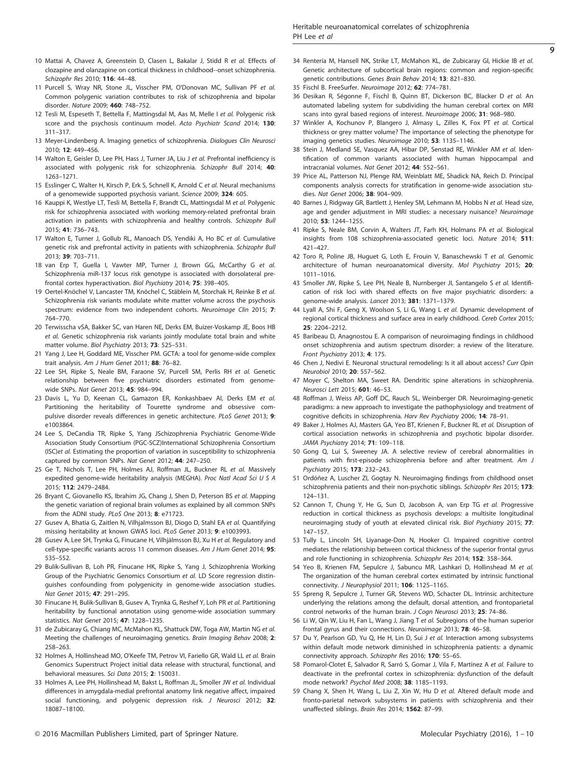10 Mattai A, Chavez A, Greenstein D, Clasen L, Bakalar J, Stidd R *et al.* Effects of clozapine and olanzapine on cortical thickness in childhood--onset schizophrenia. *Schizophr Res* 2010; **116**: 44–48.

11 Purcell S, Wray NR, Stone JL, Visscher PM, O'Donovan MC, Sullivan PF *et al.* Common polygenic variation contributes to risk of schizophrenia and bipolar disorder. *Nature* 2009; **460**: 748–752.

12 Tesli M, Espeseth T, Bettella F, Mattingsdal M, Aas M, Melle I *et al.* Polygenic risk score and the psychosis continuum model. *Acta Psychiatr Scand* 2014; **130**: 311–317.

13 Meyer-Lindenberg A. Imaging genetics of schizophrenia. *Dialogues Clin Neurosci* 2010; **12**: 449–456.

14 Walton E, Geisler D, Lee PH, Hass J, Turner JA, Liu J *et al.* Prefrontal inefficiency is associated with polygenic risk for schizophrenia. *Schizophr Bull* 2014; **40**: 1263–1271.

15 Esslinger C, Walter H, Kirsch P, Erk S, Schnell K, Arnold C *et al.* Neural mechanisms of a genomewide supported psychosis variant. *Science* 2009; **324**: 605.

16 Kauppi K, Westlye LT, Tesli M, Bettella F, Brandt CL, Mattingsdal M *et al.* Polygenic risk for schizophrenia associated with working memory-related prefrontal brain activation in patients with schizophrenia and healthy controls. *Schizophr Bull* 2015; **41**: 736–743.

17 Walton E, Turner J, Gollub RL, Manoach DS, Yendiki A, Ho BC *et al.* Cumulative genetic risk and prefrontal activity in patients with schizophrenia. *Schizophr Bull* 2013; **39**: 703–711.

18 van Erp T, Guella I, Vawter MP, Turner J, Brown GG, McCarthy G *et al.* Schizophrenia miR-137 locus risk genotype is associated with dorsolateral prefrontal cortex hyperactivation. *Biol Psychiatry* 2014; **75**: 398–405.

19 Oertel-Knöchel V, Lancaster TM, Knöchel C, Stäblein M, Storchak H, Reinke B *et al.* Schizophrenia risk variants modulate white matter volume across the psychosis spectrum: evidence from two independent cohorts. *Neuroimage Clin* 2015; **7**: 764–770.

20 Terwisscha vSA, Bakker SC, van Haren NE, Derks EM, Buizer-Voskamp JE, Boos HB *et al.* Genetic schizophrenia risk variants jointly modulate total brain and white matter volume. *Biol Psychiatry* 2013; **73**: 525–531.

21 Yang J, Lee H, Goddard ME, Visscher PM. GCTA: a tool for genome-wide complex trait analysis. *Am J Hum Genet* 2011; **88**: 76–82.

22 Lee SH, Ripke S, Neale BM, Faraone SV, Purcell SM, Perlis RH *et al.* Genetic relationship between five psychiatric disorders estimated from genome-wide SNPs. *Nat Genet* 2013; **45**: 984–994.

23 Davis L, Yu D, Keenan CL, Gamazon ER, Konkashbaev AI, Derks EM *et al.* Partitioning the heritability of Tourette syndrome and obsessive compulsive disorder reveals differences in genetic architecture. *PLoS Genet* 2013; **9**: e1003864.

24 Lee S, DeCandia TR, Ripke S, Yang JSchizophrenia Psychiatric Genome-Wide Association Study Consortium (PGC-SCZ)International Schizophrenia Consortium (ISC)*et al.* Estimating the proportion of variation in susceptibility to schizophrenia captured by common SNPs. *Nat Genet* 2012; **44**: 247–250.

25 Ge T, Nichols T, Lee PH, Holmes AJ, Roffman JL, Buckner RL *et al.* Massively expedited genome-wide heritability analysis (MEGHA). *Proc Natl Acad Sci U S A* 2015; **112**: 2479–2484.

26 Bryant C, Giovanello KS, Ibrahim JG, Chang J, Shen D, Peterson BS *et al.* Mapping the genetic variation of regional brain volumes as explained by all common SNPs from the ADNI study. *PLoS One* 2013; **8**: e71723.

27 Gusev A, Bhatia G, Zaitlen N, Vilhjalmsson BJ, Diogo D, Stahl EA *et al.* Quantifying missing heritability at known GWAS loci. *PLoS Genet* 2013; **9**: e1003993.

28 Gusev A, Lee SH, Trynka G, Finucane H, Vilhjálmsson BJ, Xu H *et al.* Regulatory and cell-type-specific variants across 11 common diseases. *Am J Hum Genet* 2014; **95**: 535–552.

29 Bulik-Sullivan B, Loh PR, Finucane HK, Ripke S, Yang J, Schizophrenia Working Group of the Psychiatric Genomics Consortium *et al.* LD Score regression distinguishes confounding from polygenicity in genome-wide association studies. *Nat Genet* 2015; **47**: 291–295.

30 Finucane H, Bulik-Sullivan B, Gusev A, Trynka G, Reshef Y, Loh PR *et al.* Partitioning heritability by functional annotation using genome-wide association summary statistics. *Nat Genet* 2015; **47**: 1228–1235.

31 de Zubicaray G, Chiang MC, McMahon KL, Shattuck DW, Toga AW, Martin NG *et al.* Meeting the challenges of neuroimaging genetics. *Brain Imaging Behav* 2008; **2**: 258–263.

32 Holmes A, Hollinshead MO, O'Keefe TM, Petrov VI, Fariello GR, Wald LL *et al.* Brain Genomics Superstruct Project initial data release with structural, functional, and behavioral measures. *Sci Data* 2015; **2**: 150031.

33 Holmes A, Lee PH, Hollinshead M, Bakst L, Roffman JL, Smoller JW *et al.* Individual differences in amygdala-medial prefrontal anatomy link negative affect, impaired social functioning, and polygenic depression risk. *J Neurosci* 2012; **32**: 18087–18100.

34 Rentería M, Hansell NK, Strike LT, McMahon KL, de Zubicaray GI, Hickie IB *et al.* Genetic architecture of subcortical brain regions: common and region-specific genetic contributions. *Genes Brain Behav* 2014; **13**: 821–830.

35 Fischl B. FreeSurfer. *Neuroimage* 2012; **62**: 774–781.

36 Desikan R, Ségonne F, Fischl B, Quinn BT, Dickerson BC, Blacker D *et al.* An automated labeling system for subdividing the human cerebral cortex on MRI scans into gyral based regions of interest. *Neuroimage* 2006; **31**: 968–980.

37 Winkler A, Kochunov P, Blangero J, Almasy L, Zilles K, Fox PT *et al.* Cortical thickness or grey matter volume? The importance of selecting the phenotype for imaging genetics studies. *Neuroimage* 2010; **53**: 1135–1146.

38 Stein J, Medland SE, Vasquez AA, Hibar DP, Senstad RE, Winkler AM *et al.* Identification of common variants associated with human hippocampal and intracranial volumes. *Nat Genet* 2012; **44**: 552–561.

39 Price AL, Patterson NJ, Plenge RM, Weinblatt ME, Shadick NA, Reich D. Principal components analysis corrects for stratification in genome-wide association studies. *Nat Genet* 2006; **38**: 904–909.

40 Barnes J, Ridgway GR, Bartlett J, Henley SM, Lehmann M, Hobbs N *et al.* Head size, age and gender adjustment in MRI studies: a necessary nuisance? *Neuroimage* 2010; **53**: 1244–1255.

41 Ripke S, Neale BM, Corvin A, Walters JT, Farh KH, Holmans PA *et al.* Biological insights from 108 schizophrenia-associated genetic loci. *Nature* 2014; **511**: 421–427.

42 Toro R, Poline JB, Huguet G, Loth E, Frouin V, Banaschewski T *et al.* Genomic architecture of human neuroanatomical diversity. *Mol Psychiatry* 2015; **20**: 1011–1016.

43 Smoller JW, Ripke S, Lee PH, Neale B, Nurnberger JI, Santangelo S *et al.* Identification of risk loci with shared effects on five major psychiatric disorders: a genome-wide analysis. *Lancet* 2013; **381**: 1371–1379.

44 Lyall A, Shi F, Geng X, Woolson S, Li G, Wang L *et al.* Dynamic development of regional cortical thickness and surface area in early childhood. *Cereb Cortex* 2015; **25**: 2204–2212.

45 Baribeau D, Anagnostou E. A comparison of neuroimaging findings in childhood onset schizophrenia and autism spectrum disorder: a review of the literature. *Front Psychiatry* 2013; **4**: 175.

46 Chen J, Nedivi E. Neuronal structural remodeling: Is it all about access? *Curr Opin Neurobiol* 2010; **20**: 557–562.

47 Moyer C, Shelton MA, Sweet RA. Dendritic spine alterations in schizophrenia. *Neurosci Lett* 2015; **601**: 46–53.

48 Roffman J, Weiss AP, Goff DC, Rauch SL, Weinberger DR. Neuroimaging-genetic paradigms: a new approach to investigate the pathophysiology and treatment of cognitive deficits in schizophrenia. *Harv Rev Psychiatry* 2006; **14**: 78–91.

49 Baker J, Holmes AJ, Masters GA, Yeo BT, Krienen F, Buckner RL *et al.* Disruption of cortical association networks in schizophrenia and psychotic bipolar disorder. *JAMA Psychiatry* 2014; **71**: 109–118.

50 Gong Q, Lui S, Sweeney JA. A selective review of cerebral abnormalities in patients with first-episode schizophrenia before and after treatment. *Am J Psychiatry* 2015; **173**: 232–243.

51 Ordóñez A, Luscher ZI, Gogtay N. Neuroimaging findings from childhood onset schizophrenia patients and their non-psychotic siblings. *Schizophr Res* 2015; **173**: 124–131.

52 Cannon T, Chung Y, He G, Sun D, Jacobson A, van Erp TG *et al.* Progressive reduction in cortical thickness as psychosis develops: a multisite longitudinal neuroimaging study of youth at elevated clinical risk. *Biol Psychiatry* 2015; **77**: 147–157.

53 Tully L, Lincoln SH, Liyanage-Don N, Hooker CI. Impaired cognitive control mediates the relationship between cortical thickness of the superior frontal gyrus and role functioning in schizophrenia. *Schizophr Res* 2014; **152**: 358–364.

54 Yeo B, Krienen FM, Sepulcre J, Sabuncu MR, Lashkari D, Hollinshead M *et al.* The organization of the human cerebral cortex estimated by intrinsic functional connectivity. *J Neurophysiol* 2011; **106**: 1125–1165.

55 Spreng R, Sepulcre J, Turner GR, Stevens WD, Schacter DL. Intrinsic architecture underlying the relations among the default, dorsal attention, and frontoparietal control networks of the human brain. *J Cogn Neurosci* 2013; **25**: 74–86.

56 Li W, Qin W, Liu H, Fan L, Wang J, Jiang T *et al.* Subregions of the human superior frontal gyrus and their connections. *Neuroimage* 2013; **78**: 46–58.

57 Du Y, Pearlson GD, Yu Q, He H, Lin D, Sui J *et al.* Interaction among subsystems within default mode network diminished in schizophrenia patients: a dynamic connectivity approach. *Schizophr Res* 2016; **170**: 55–65.

58 Pomarol-Clotet E, Salvador R, Sarró S, Gomar J, Vila F, Martínez A *et al.* Failure to deactivate in the prefrontal cortex in schizophrenia: dysfunction of the default mode network? *Psychol Med* 2008; **38**: 1185–1193.

59 Chang X, Shen H, Wang L, Liu Z, Xin W, Hu D *et al.* Altered default mode and fronto-parietal network subsystems in patients with schizophrenia and their unaffected siblings. *Brain Res* 2014; **1562**: 87–99.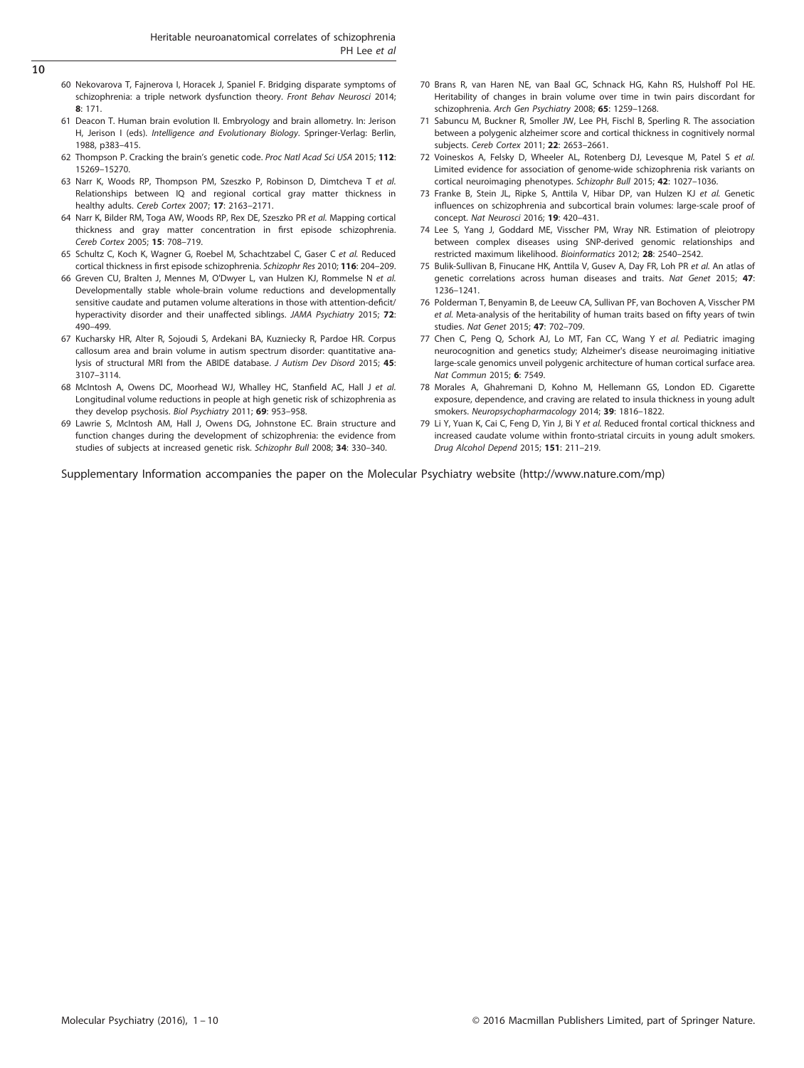60 Nekovarova T, Fajnerova I, Horacek J, Spaniel F. Bridging disparate symptoms of schizophrenia: a triple network dysfunction theory. *Front Behav Neurosci* 2014; **8**: 171.

61 Deacon T. Human brain evolution II. Embryology and brain allometry. In: Jerison H, Jerison I (eds). *Intelligence and Evolutionary Biology*. Springer-Verlag: Berlin, 1988, p383–415.

62 Thompson P. Cracking the brain's genetic code. *Proc Natl Acad Sci USA* 2015; **112**: 15269–15270.

63 Narr K, Woods RP, Thompson PM, Szeszko P, Robinson D, Dimtcheva T *et al*. Relationships between IQ and regional cortical gray matter thickness in healthy adults. *Cereb Cortex* 2007; **17**: 2163–2171.

64 Narr K, Bilder RM, Toga AW, Woods RP, Rex DE, Szeszko PR *et al*. Mapping cortical thickness and gray matter concentration in first episode schizophrenia. *Cereb Cortex* 2005; **15**: 708–719.

65 Schultz C, Koch K, Wagner G, Roebel M, Schachtzabel C, Gaser C *et al*. Reduced cortical thickness in first episode schizophrenia. *Schizophr Res* 2010; **116**: 204–209.

66 Greven CU, Bralten J, Mennes M, O'Dwyer L, van Hulzen KJ, Rommelse N *et al*. Developmentally stable whole-brain volume reductions and developmentally sensitive caudate and putamen volume alterations in those with attention-deficit/hyperactivity disorder and their unaffected siblings. *JAMA Psychiatry* 2015; **72**: 490–499.

67 Kucharsky HR, Alter R, Sojoudi S, Ardekani BA, Kuzniecky R, Pardoe HR. Corpus callosum area and brain volume in autism spectrum disorder: quantitative analysis of structural MRI from the ABIDE database. *J Autism Dev Disord* 2015; **45**: 3107–3114.

68 McIntosh A, Owens DC, Moorhead WJ, Whalley HC, Stanfield AC, Hall J *et al*. Longitudinal volume reductions in people at high genetic risk of schizophrenia as they develop psychosis. *Biol Psychiatry* 2011; **69**: 953–958.

69 Lawrie S, McIntosh AM, Hall J, Owens DG, Johnstone EC. Brain structure and function changes during the development of schizophrenia: the evidence from studies of subjects at increased genetic risk. *Schizophr Bull* 2008; **34**: 330–340.

70 Brans R, van Haren NE, van Baal GC, Schnack HG, Kahn RS, Hulshoff Pol HE. Heritability of changes in brain volume over time in twin pairs discordant for schizophrenia. *Arch Gen Psychiatry* 2008; **65**: 1259–1268.

71 Sabuncu M, Buckner R, Smoller JW, Lee PH, Fischl B, Sperling R. The association between a polygenic alzheimer score and cortical thickness in cognitively normal subjects. *Cereb Cortex* 2011; **22**: 2653–2661.

72 Voineskos A, Felsky D, Wheeler AL, Rotenberg DJ, Levesque M, Patel S *et al*. Limited evidence for association of genome-wide schizophrenia risk variants on cortical neuroimaging phenotypes. *Schizophr Bull* 2015; **42**: 1027–1036.

73 Franke B, Stein JL, Ripke S, Anttila V, Hibar DP, van Hulzen KJ *et al*. Genetic influences on schizophrenia and subcortical brain volumes: large-scale proof of concept. *Nat Neurosci* 2016; **19**: 420–431.

74 Lee S, Yang J, Goddard ME, Visscher PM, Wray NR. Estimation of pleiotropy between complex diseases using SNP-derived genomic relationships and restricted maximum likelihood. *Bioinformatics* 2012; **28**: 2540–2542.

75 Bulik-Sullivan B, Finucane HK, Anttila V, Gusev A, Day FR, Loh PR *et al*. An atlas of genetic correlations across human diseases and traits. *Nat Genet* 2015; **47**: 1236–1241.

76 Polderman T, Benyamin B, de Leeuw CA, Sullivan PF, van Bochoven A, Visscher PM *et al*. Meta-analysis of the heritability of human traits based on fifty years of twin studies. *Nat Genet* 2015; **47**: 702–709.

77 Chen C, Peng Q, Schork AJ, Lo MT, Fan CC, Wang Y *et al*. Pediatric imaging neurocognition and genetics study; Alzheimer's disease neuroimaging initiative large-scale genomics unveil polygenic architecture of human cortical surface area. *Nat Commun* 2015; **6**: 7549.

78 Morales A, Ghahremani D, Kohno M, Hellemann GS, London ED. Cigarette exposure, dependence, and craving are related to insula thickness in young adult smokers. *Neuropsychopharmacology* 2014; **39**: 1816–1822.

79 Li Y, Yuan K, Cai C, Feng D, Yin J, Bi Y *et al*. Reduced frontal cortical thickness and increased caudate volume within fronto-striatal circuits in young adult smokers. *Drug Alcohol Depend* 2015; **151**: 211–219.

Supplementary Information accompanies the paper on the Molecular Psychiatry website (http://www.nature.com/mp)